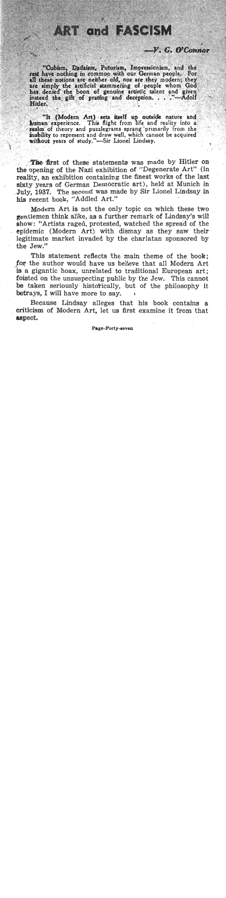# ART and FASCISM

—V. G. O'Connor

"Cubism, Dadaism, Futurism, Impressionism, and the rest have nothing in common with our German people. For all these notions are neither old, nor are they modern; they are simply the artificial stammering of people whom God has denied the boon of genuine artistic talent and given instead the gift of prating and deception. . . ."—Adolf Hitler.

"It (Modern Art) sets itself up outside nature and human experience. This flight from life and reality into a realm of theory and puzzlegrams sprang primarily from the inability to represent and draw well, which cannot be acquired without years of study."—Sir Lionel Lindsay.

The first of these statements was made by Hitler on the opening of the Nazi exhibition of "Degenerate Art" (in reality, an exhibition containing the finest works of the last sixty years of German Democratic art), held at Munich in July, 1937. The second was made by Sir Lionel Lindsay in his recent book, "Addled Art."

Modern Art is not the only topic on which these two gentlemen think alike, as a further remark of Lindsay's will show: "Artists raged, protested, watched the spread of the epidemic (Modern Art) with dismay as they saw their legitimate market invaded by the charlatan sponsored by the Jew."

This statement reflects the main theme of the book; for the author would have us believe that all Modern Art is a gigantic hoax, unrelated to traditional European art; foisted on the unsuspecting public by the Jew. This cannot be taken seriously historically, but of the philosophy it betrays, I will have more to say.

Because Lindsay alleges that his book contains a criticism of Modern Art, let us first examine it from that aspect.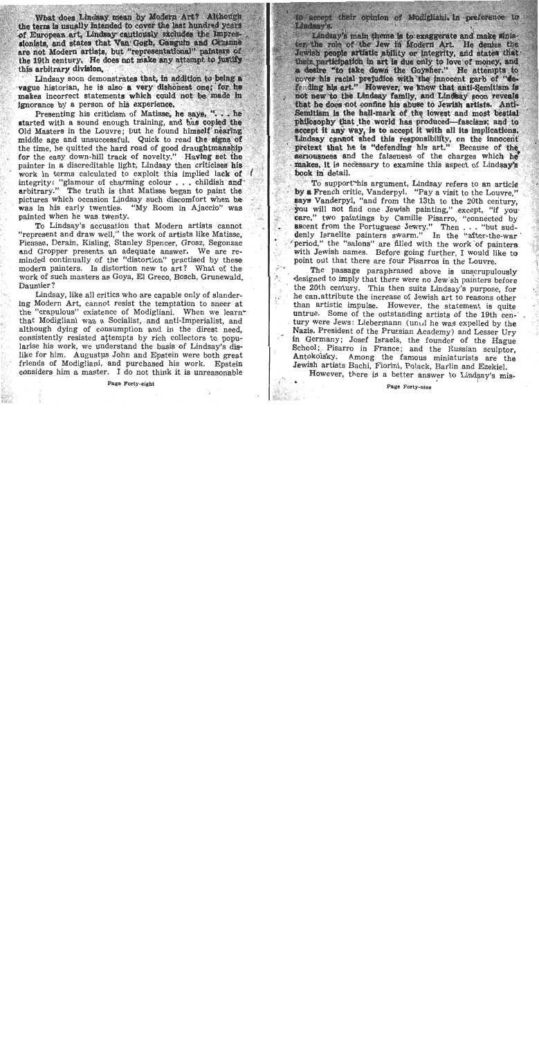What does Lindsay mean by Modern Art? Although the term is usually intended to cover the last hundred years of European art, Lindsay cautiously excludes the Impressionists, and states that Van Gogh, Gauguin and Cézanne are not Modern artists, but "representational" painters of the 19th century. He does not make any attempt to justify this arbitrary division.

Lindsay soon demonstrates that, in addition to being a vague historian, he is also a very dishonest one; for he makes incorrect statements which could not be made in ignorance by a person of his experience.

Presenting his criticism of Matisse, he says, ". . . he started with a sound enough training, and has copied the Old Masters in the Louvre; but he found himself nearing middle age and unsuccessful. Quick to read the signs of the time, he quitted the hard road of good draughtmanship for the easy down-hill track of novelty." Having set the painter in a discreditable light, Lindsay then criticises his work in terms calculated to exploit this implied lack of integrity: "glamour of charming colour . . . childish and arbitrary." The truth is that Matisse began to paint the pictures which occasion Lindsay such discomfort when he was in his early twenties. "My Room in Ajaccio" was painted when he was twenty.

To Lindsay's accusation that Modern artists cannot "represent and draw well," the work of artists like Matisse, Picasso, Derain, Kisling, Stanley Spencer, Grosz, Segonzac and Gropper presents an adequate answer. We are reminded continually of the "distortion" practised by these modern painters. Is distortion new to art? What of the work of such masters as Goya, El Greco, Bosch, Grunewald, Daumier?

Lindsay, like all critics who are capable only of slandering Modern Art, cannot resist the temptation to sneer at the "crapulous" existence of Modigliani. When we learn that Modigliani was a Socialist, and anti-Imperialist, and although dying of consumption and in the direst need, consistently resisted attempts by rich collectors to popularise his work, we understand the basis of Lindsay's dislike for him. Augustus John and Epstein were both great friends of Modigliani, and purchased his work. Epstein considers him a master. I do not think it is unreasonable to accept their opinion of Modigliani in preference to Lindsay's.

Lindsay's main theme is to exaggerate and make sinister the role of the Jew in Modern Art. He denies the Jewish people artistic ability or integrity, and states that their participation in art is due only to love of money, and a desire "to take down the Goysher." He attempts to cover his racial prejudice with the innocent garb of "defending his art." However, we know that anti-Semitism is not new to the Lindsay family, and Lindsay soon reveals that he does not confine his abuse to Jewish artists. Anti-Semitism is the hall-mark of the lowest and most bestial philosophy that the world has produced—fascism; and to accept it any way, is to accept it with all its implications. Lindsay cannot shed this responsibility, on the innocent pretext that he is "defending his art." Because of the seriousness and the falseness of the charges which he makes, it is necessary to examine this aspect of Lindsay's book in detail.

To support his argument, Lindsay refers to an article by a French critic, Vanderpyl. "Pay a visit to the Louvre," says Vanderpyl, "and from the 13th to the 20th century, you will not find one Jewish painting," except, "if you care," two paintings by Camille Pisarro, "connected by ascent from the Portuguese Jewry." Then . . . "but suddenly Israelite painters swarm." In the "after-the-war period," the "salons" are filled with the work of painters with Jewish names. Before going further, I would like to point out that there are four Pisarros in the Louvre.

The passage paraphrased above is unscrupulously designed to imply that there were no Jewish painters before the 20th century. This then suits Lindsay's purpose, for he can attribute the increase of Jewish art to reasons other than artistic impulse. However, the statement is quite untrue. Some of the outstanding artists of the 19th century were Jews: Liebermann (until he was expelled by the Nazis, President of the Prussian Academy) and Lesser Ury in Germany; Josef Israels, the founder of the Hague School; Pisarro in France; and the Russian sculptor, Antokolsky. Among the famous miniaturists are the Jewish artists Bachi, Fiorini, Polack, Barlin and Ezekiel.

However, there is a better answer to Lindsay's mis-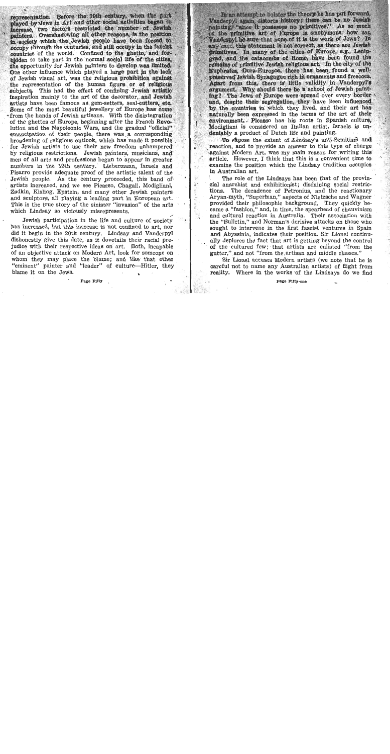representation. Before the 19th century, when the part played by Jews in Art and other social activities began to increase, two factors restricted the number of Jewish painters. Overshadowing all other reasons, is the position in society which the Jewish people have been forced to occupy through the centuries, and still occupy in the fascist countries of the world. Confined to the ghetto, and forbidden to take part in the normal social life of the cities, the opportunity for Jewish painters to develop was limited. One other influence which played a large part in the lack of Jewish visual art, was the religious prohibition against the representation of the human figure or of religious subjects. This had the effect of confining Jewish artistic inspiration mainly to the art of the decorator, and Jewish artists have been famous as gem-setters, seal-cutters, etc. Some of the most beautiful jewellery of Europe has come from the hands of Jewish artisans. With the disintegration of the ghettos of Europe, beginning after the French Revolution and the Napoleonic Wars, and the gradual "official" emancipation of their people, there was a corresponding broadening of religious outlook, which has made it possible for Jewish artists to use their new freedom unhampered by religious restrictions. Jewish painters, musicians, and men of all arts and professions began to appear in greater numbers in the 19th century. Liebermann, Israels and Pisarro provide adequate proof of the artistic talent of the Jewish people. As the century proceeded, this band of artists increased, and we see Picasso, Chagall, Modigliani, Zadkin, Kisling, Epstein, and many other Jewish painters and sculptors, all playing a leading part in European art. This is the true story of the sinister "invasion" of the arts which Lindsay so viciously misrepresents.

Jewish participation in the life and culture of society has increased, but this increase is not confined to art, nor did it begin in the 20th century. Lindsay and Vanderpyl dishonestly give this date, as it dovetails their racial prejudice with their respective ideas on art. Both, incapable of an objective attack on Modern Art, look for someone on whom they may place the blame; and like that other "eminent" painter and "leader" of culture—Hitler, they blame it on the Jews.

In an attempt to bolster the theory he has put forward, Vanderpyl again distorts history: there can be no Jewish painting, "since it possesses no primitives." As so much of the primitive art of Europe is anonymous, how can Vanderpyl be sure that none of it is the work of Jews? In any case, this statement is not correct, as there are Jewish primitives. In many of the cities of Europe, e.g., Leningrad, and the catacombs of Rome, have been found the remains of primitive Jewish religious art. In the city of the Euphrates, Dura-Europos, there has been found a well-preserved Jewish Synagogue rich in ornaments and frescoes. Apart from this, there is little validity in Vanderpyl's argument. Why should there be a school of Jewish painting? The Jews of Europe were spread over every border and, despite their segregation, they have been influenced by the countries in which they lived, and their art has naturally been expressed in the terms of the art of their environment. Picasso has his roots in Spanish culture, Modigliani is considered an Italian artist, Israels is undeniably a product of Dutch life and painting.

To expose the extent of Lindsay's anti-Semitism and reaction, and to provide an answer to this type of charge against Modern Art, was my main reason for writing this article. However, I think that this is a convenient time to examine the position which the Lindsay tradition occupies in Australian art.

The role of the Lindsays has been that of the provincial anarchist and exhibitionist; disdaining social restrictions. The decadence of Petronius, and the reactionary Aryan-myth, "Superman," aspects of Nietzsche and Wagner provided their philosophic background. They quickly became a "fashion," and, in time, the spearhead of chauvinism and cultural reaction in Australia. Their association with the "Bulletin," and Norman's derisive attacks on those who sought to intervene in the first fascist ventures in Spain and Abyssinia, indicates their position. Sir Lionel continually deplores the fact that art is getting beyond the control of the cultured few; that artists are enlisted "from the gutter," and not "from the artisan and middle classes."

Sir Lionel accuses Modern artists (we note that he is careful not to name any Australian artists) of flight from reality. Where in the works of the Lindsays do we find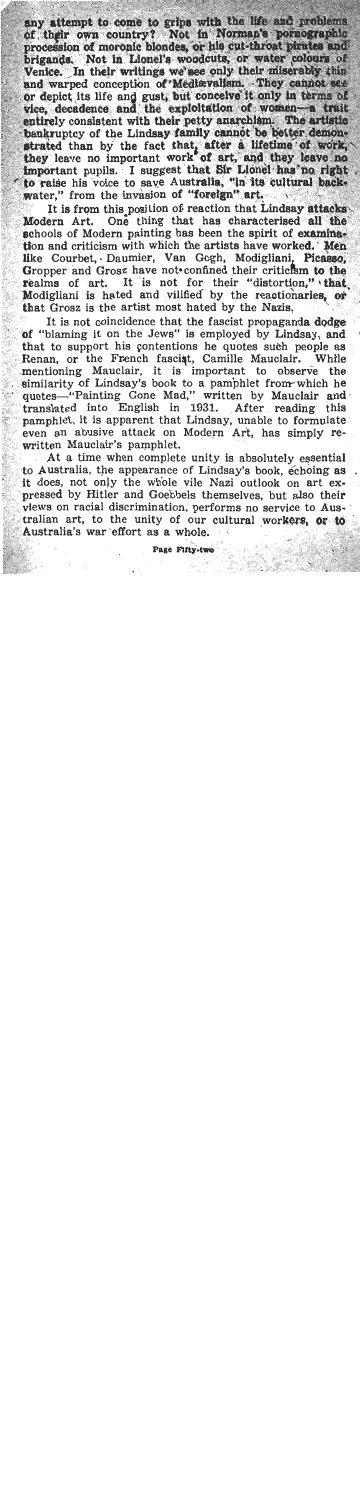any attempt to come to grips with the life and problems of their own country? Not in Norman's pornographic procession of moronic blondes, or his cut-throat pirates and brigands. Not in Lionel's woodcuts, or water colours of Venice. In their writings we see only their miserably thin and warped conception of Mediævalism. They cannot see or depict its life and gust, but conceive it only in terms of vice, decadence and the exploitation of women—a trait entirely consistent with their petty anarchism. The artistic bankruptcy of the Lindsay family cannot be better demonstrated than by the fact that, after a lifetime of work, they leave no important work of art, and they leave no important pupils. I suggest that Sir Lionel has no right to raise his voice to save Australia, "in its cultural backwater," from the invasion of "foreign" art.

It is from this position of reaction that Lindsay attacks Modern Art. One thing that has characterised all the schools of Modern painting has been the spirit of examination and criticism with which the artists have worked. Men like Courbet, Daumier, Van Gogh, Modigliani, Picasso, Gropper and Grosz have not confined their criticism to the realms of art. It is not for their "distortion," that Modigliani is hated and vilified by the reactionaries, or that Grosz is the artist most hated by the Nazis.

It is not coincidence that the fascist propaganda dodge of "blaming it on the Jews" is employed by Lindsay, and that to support his contentions he quotes such people as Renan, or the French fascist, Camille Mauclair. While mentioning Mauclair, it is important to observe the similarity of Lindsay's book to a pamphlet from which he quotes—"Painting Gone Mad," written by Mauclair and translated into English in 1931. After reading this pamphlet, it is apparent that Lindsay, unable to formulate even an abusive attack on Modern Art, has simply re-written Mauclair's pamphlet.

At a time when complete unity is absolutely essential to Australia, the appearance of Lindsay's book, echoing as it does, not only the whole vile Nazi outlook on art expressed by Hitler and Goebbels themselves, but also their views on racial discrimination, performs no service to Australian art, to the unity of our cultural workers, or to Australia's war effort as a whole.